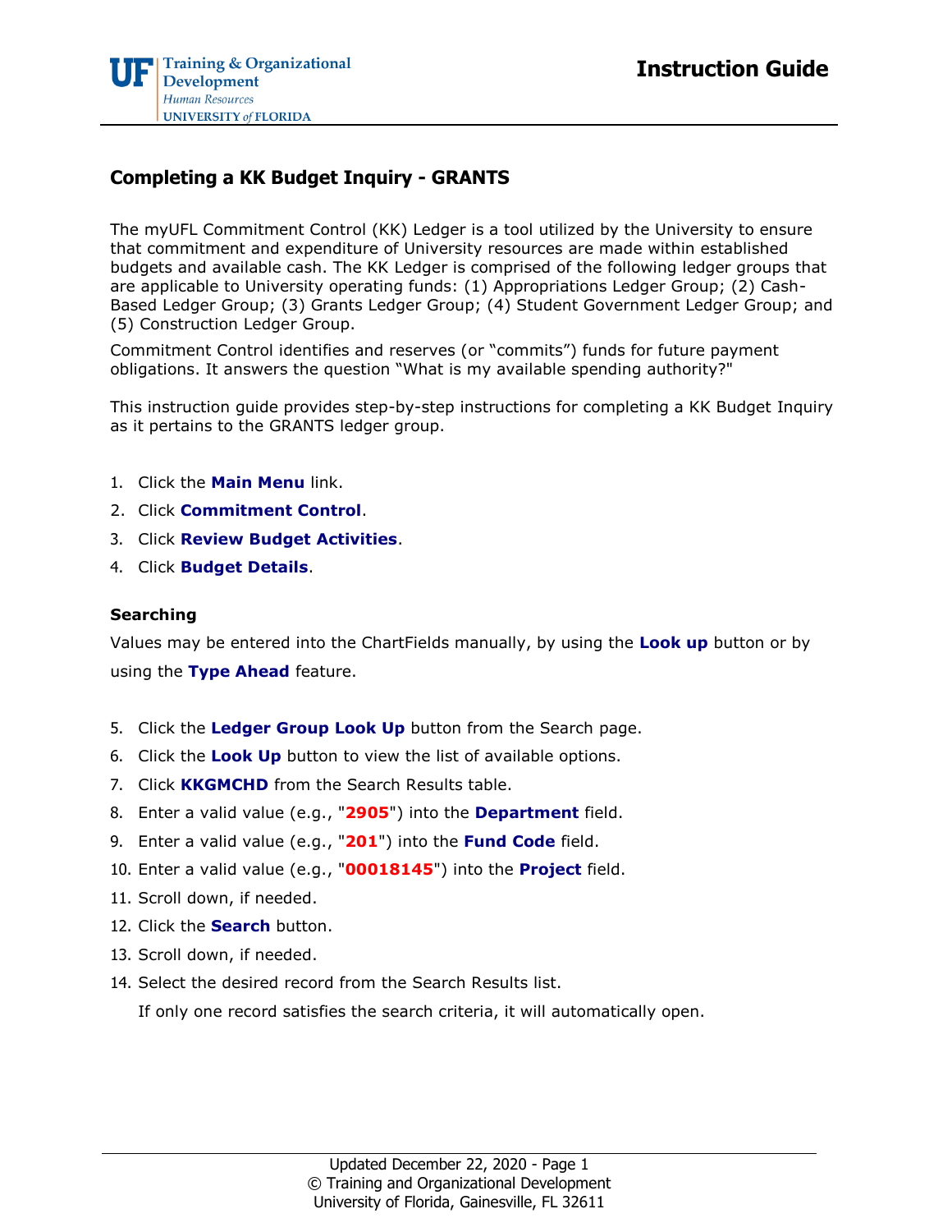# Completing a KK Budget Inquiry - GRANTS

The myUFL Commitment Control (KK) Ledger is a tool utilized by the University to ensure that commitment and expenditure of University resources are made within established budgets and available cash. The KK Ledger is comprised of the following ledger groups that are applicable to University operating funds: (1) Appropriations Ledger Group; (2) Cash-Based Ledger Group; (3) Grants Ledger Group; (4) Student Government Ledger Group; and (5) Construction Ledger Group.

Commitment Control identifies and reserves (or "commits") funds for future payment obligations. It answers the question "What is my available spending authority?"

This instruction guide provides step-by-step instructions for completing a KK Budget Inquiry as it pertains to the GRANTS ledger group.

1. Click the **Main Menu** link.
2. Click **Commitment Control**.
3. Click **Review Budget Activities**.
4. Click **Budget Details**.

### Searching

Values may be entered into the ChartFields manually, by using the **Look up** button or by using the **Type Ahead** feature.

5. Click the **Ledger Group Look Up** button from the Search page.
6. Click the **Look Up** button to view the list of available options.
7. Click **KKGMCHD** from the Search Results table.
8. Enter a valid value (e.g., "**2905**") into the **Department** field.
9. Enter a valid value (e.g., "**201**") into the **Fund Code** field.
10. Enter a valid value (e.g., "**00018145**") into the **Project** field.
11. Scroll down, if needed.
12. Click the **Search** button.
13. Scroll down, if needed.
14. Select the desired record from the Search Results list.

    If only one record satisfies the search criteria, it will automatically open.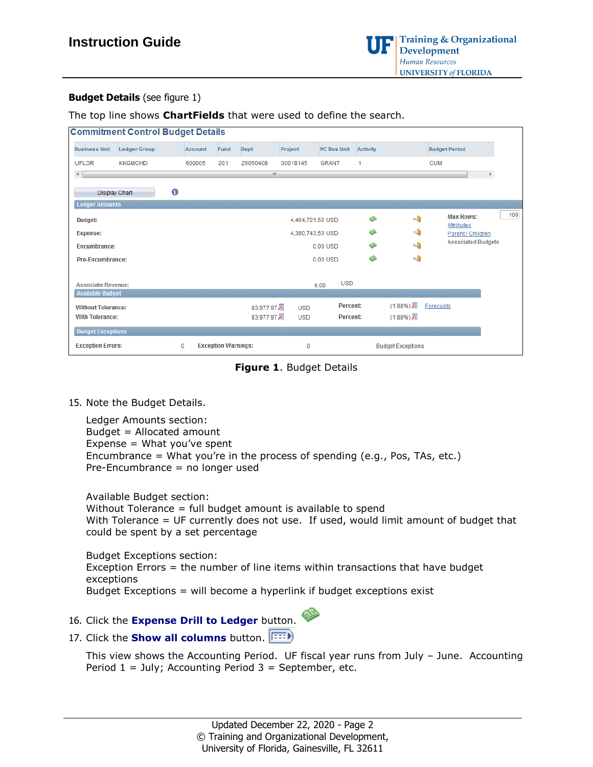**Budget Details** (see figure 1)

The top line shows **ChartFields** that were used to define the search.

**Commitment Control Budget Details**

| Business Unit | Ledger Group | Account | Fund | Dept | Project | PC Bus Unit | Activity | Budget Period |
|---|---|---|---|---|---|---|---|---|
| UFLOR | KKGMCHD | 600005 | 201 | 29050408 | 00018145 | GRANT | 1 | CUM |

Display Chart

**Ledger Amounts**

| | | |
|---|---|---|
| Budget: | 4,464,721.50 USD | |
| Expense: | 4,380,743.53 USD | |
| Encumbrance: | 0.00 USD | |
| Pre-Encumbrance: | 0.00 USD | |

Max Rows: 100
Attributes
Parent / Children
Associated Budgets

Associate Revenue: 0.00 USD

**Available Budget**

| | | | | |
|---|---|---|---|---|
| Without Tolerance: | 83,977.97 | USD | Percent: | (1.88%) |
| With Tolerance: | 83,977.97 | USD | Percent: | (1.88%) |

Forecasts

**Budget Exceptions**

Exception Errors: 0 Exception Warnings: 0 Budget Exceptions

**Figure 1**. Budget Details

15. Note the Budget Details.

    Ledger Amounts section:
    Budget = Allocated amount
    Expense = What you've spent
    Encumbrance = What you're in the process of spending (e.g., Pos, TAs, etc.)
    Pre-Encumbrance = no longer used

    Available Budget section:
    Without Tolerance = full budget amount is available to spend
    With Tolerance = UF currently does not use. If used, would limit amount of budget that could be spent by a set percentage

    Budget Exceptions section:
    Exception Errors = the number of line items within transactions that have budget exceptions
    Budget Exceptions = will become a hyperlink if budget exceptions exist

16. Click the **Expense Drill to Ledger** button.
17. Click the **Show all columns** button.

    This view shows the Accounting Period. UF fiscal year runs from July – June. Accounting Period 1 = July; Accounting Period 3 = September, etc.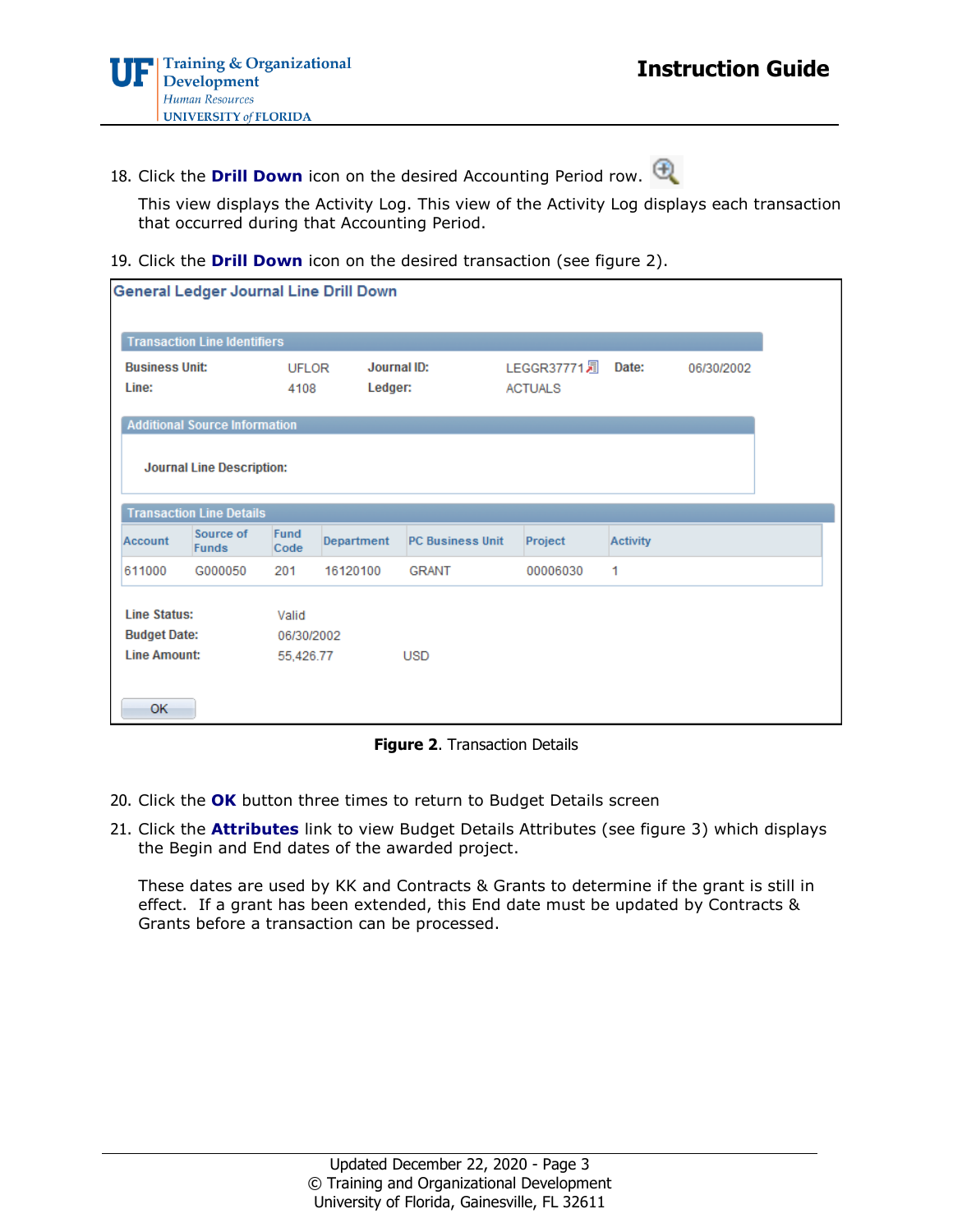18. Click the **Drill Down** icon on the desired Accounting Period row.

    This view displays the Activity Log. This view of the Activity Log displays each transaction that occurred during that Accounting Period.

19. Click the **Drill Down** icon on the desired transaction (see figure 2).

**General Ledger Journal Line Drill Down**

**Transaction Line Identifiers**

| Business Unit: | UFLOR | Journal ID: | LEGGR37771 | Date: | 06/30/2002 |
|---|---|---|---|---|---|
| Line: | 4108 | Ledger: | ACTUALS | | |

**Additional Source Information**

Journal Line Description:

**Transaction Line Details**

| Account | Source of Funds | Fund Code | Department | PC Business Unit | Project | Activity |
|---|---|---|---|---|---|---|
| 611000 | G000050 | 201 | 16120100 | GRANT | 00006030 | 1 |

Line Status: Valid
Budget Date: 06/30/2002
Line Amount: 55,426.77 USD

OK

**Figure 2**. Transaction Details

20. Click the **OK** button three times to return to Budget Details screen

21. Click the **Attributes** link to view Budget Details Attributes (see figure 3) which displays the Begin and End dates of the awarded project.

    These dates are used by KK and Contracts & Grants to determine if the grant is still in effect. If a grant has been extended, this End date must be updated by Contracts & Grants before a transaction can be processed.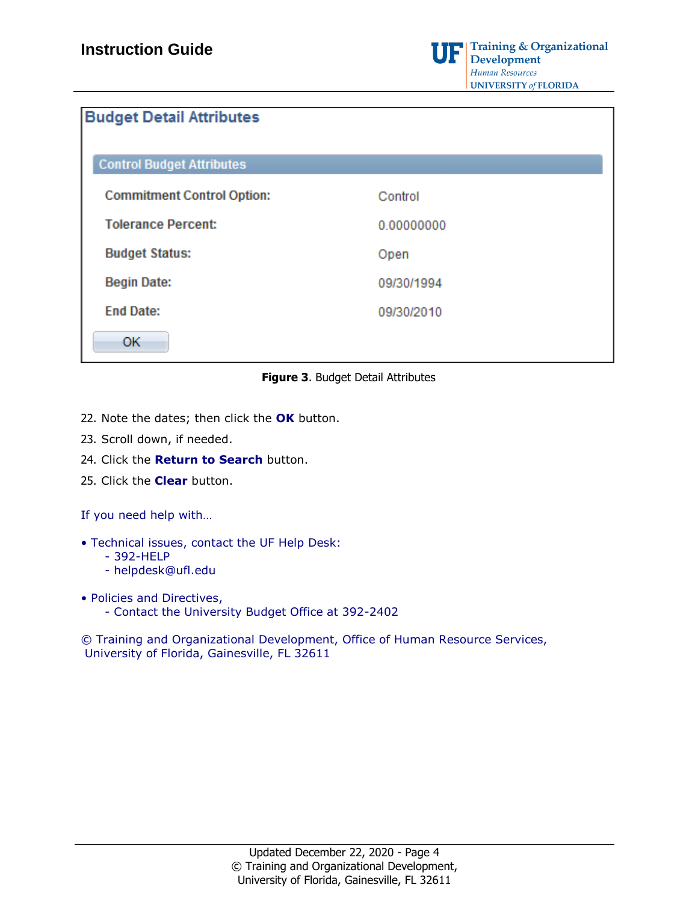## Budget Detail Attributes

### Control Budget Attributes

| | |
|---|---|
| **Commitment Control Option:** | Control |
| **Tolerance Percent:** | 0.00000000 |
| **Budget Status:** | Open |
| **Begin Date:** | 09/30/1994 |
| **End Date:** | 09/30/2010 |

OK

**Figure 3**. Budget Detail Attributes

22. Note the dates; then click the **OK** button.
23. Scroll down, if needed.
24. Click the **Return to Search** button.
25. Click the **Clear** button.

If you need help with…

- Technical issues, contact the UF Help Desk:
  - 392-HELP
  - helpdesk@ufl.edu
- Policies and Directives,
  - Contact the University Budget Office at 392-2402

© Training and Organizational Development, Office of Human Resource Services, University of Florida, Gainesville, FL 32611